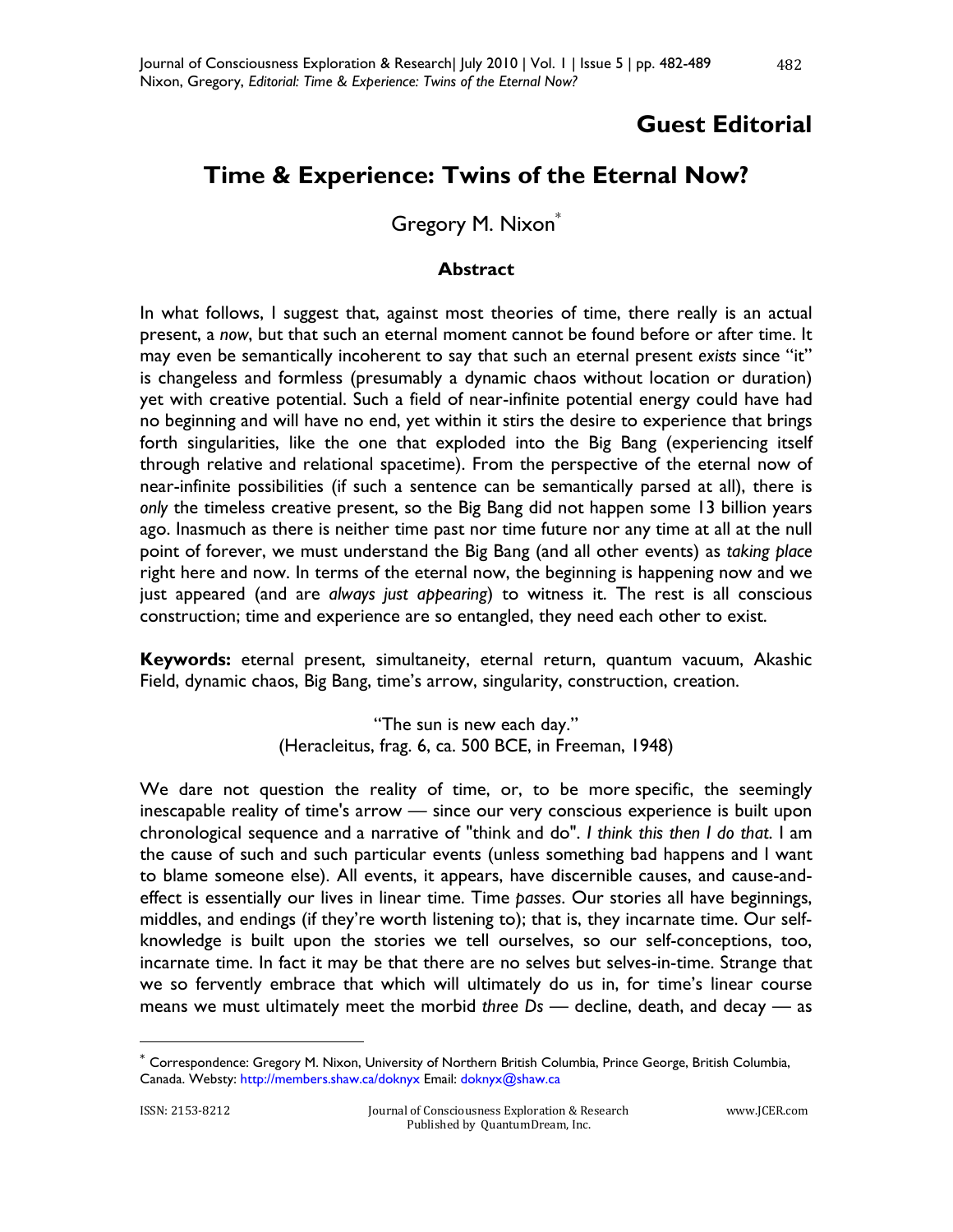## Guest Editorial

# Time & Experience: Twins of the Eternal Now?

Gregory M. Nixon[*]

### Abstract

In what follows, I suggest that, against most theories of time, there really is an actual present, a *now*, but that such an eternal moment cannot be found before or after time. It may even be semantically incoherent to say that such an eternal present *exists* since "it" is changeless and formless (presumably a dynamic chaos without location or duration) yet with creative potential. Such a field of near-infinite potential energy could have had no beginning and will have no end, yet within it stirs the desire to experience that brings forth singularities, like the one that exploded into the Big Bang (experiencing itself through relative and relational spacetime). From the perspective of the eternal now of near-infinite possibilities (if such a sentence can be semantically parsed at all), there is *only* the timeless creative present, so the Big Bang did not happen some 13 billion years ago. Inasmuch as there is neither time past nor time future nor any time at all at the null point of forever, we must understand the Big Bang (and all other events) as *taking place* right here and now. In terms of the eternal now, the beginning is happening now and we just appeared (and are *always just appearing*) to witness it. The rest is all conscious construction; time and experience are so entangled, they need each other to exist.

**Keywords:** eternal present, simultaneity, eternal return, quantum vacuum, Akashic Field, dynamic chaos, Big Bang, time's arrow, singularity, construction, creation.

"The sun is new each day."
(Heracleitus, frag. 6, ca. 500 BCE, in Freeman, 1948)

We dare not question the reality of time, or, to be more specific, the seemingly inescapable reality of time's arrow — since our very conscious experience is built upon chronological sequence and a narrative of "think and do". *I think this then I do that*. I am the cause of such and such particular events (unless something bad happens and I want to blame someone else). All events, it appears, have discernible causes, and cause-and-effect is essentially our lives in linear time. Time *passes*. Our stories all have beginnings, middles, and endings (if they're worth listening to); that is, they incarnate time. Our self-knowledge is built upon the stories we tell ourselves, so our self-conceptions, too, incarnate time. In fact it may be that there are no selves but selves-in-time. Strange that we so fervently embrace that which will ultimately do us in, for time's linear course means we must ultimately meet the morbid *three Ds* — decline, death, and decay — as

---

[*] Correspondence: Gregory M. Nixon, University of Northern British Columbia, Prince George, British Columbia, Canada. Websty: http://members.shaw.ca/doknyx Email: doknyx@shaw.ca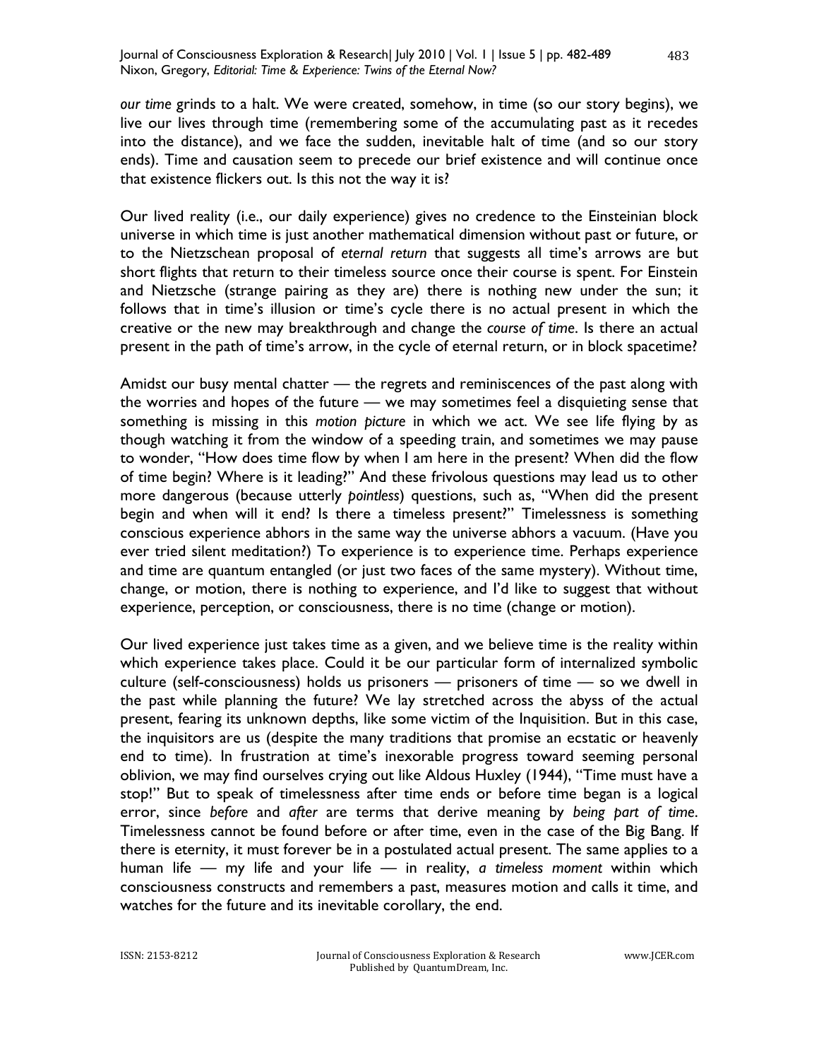*our time* grinds to a halt. We were created, somehow, in time (so our story begins), we live our lives through time (remembering some of the accumulating past as it recedes into the distance), and we face the sudden, inevitable halt of time (and so our story ends). Time and causation seem to precede our brief existence and will continue once that existence flickers out. Is this not the way it is?

Our lived reality (i.e., our daily experience) gives no credence to the Einsteinian block universe in which time is just another mathematical dimension without past or future, or to the Nietzschean proposal of *eternal return* that suggests all time's arrows are but short flights that return to their timeless source once their course is spent. For Einstein and Nietzsche (strange pairing as they are) there is nothing new under the sun; it follows that in time's illusion or time's cycle there is no actual present in which the creative or the new may breakthrough and change the *course of time*. Is there an actual present in the path of time's arrow, in the cycle of eternal return, or in block spacetime?

Amidst our busy mental chatter — the regrets and reminiscences of the past along with the worries and hopes of the future — we may sometimes feel a disquieting sense that something is missing in this *motion picture* in which we act. We see life flying by as though watching it from the window of a speeding train, and sometimes we may pause to wonder, "How does time flow by when I am here in the present? When did the flow of time begin? Where is it leading?" And these frivolous questions may lead us to other more dangerous (because utterly *pointless*) questions, such as, "When did the present begin and when will it end? Is there a timeless present?" Timelessness is something conscious experience abhors in the same way the universe abhors a vacuum. (Have you ever tried silent meditation?) To experience is to experience time. Perhaps experience and time are quantum entangled (or just two faces of the same mystery). Without time, change, or motion, there is nothing to experience, and I'd like to suggest that without experience, perception, or consciousness, there is no time (change or motion).

Our lived experience just takes time as a given, and we believe time is the reality within which experience takes place. Could it be our particular form of internalized symbolic culture (self-consciousness) holds us prisoners — prisoners of time — so we dwell in the past while planning the future? We lay stretched across the abyss of the actual present, fearing its unknown depths, like some victim of the Inquisition. But in this case, the inquisitors are us (despite the many traditions that promise an ecstatic or heavenly end to time). In frustration at time's inexorable progress toward seeming personal oblivion, we may find ourselves crying out like Aldous Huxley (1944), "Time must have a stop!" But to speak of timelessness after time ends or before time began is a logical error, since *before* and *after* are terms that derive meaning by *being part of time*. Timelessness cannot be found before or after time, even in the case of the Big Bang. If there is eternity, it must forever be in a postulated actual present. The same applies to a human life — my life and your life — in reality, *a timeless moment* within which consciousness constructs and remembers a past, measures motion and calls it time, and watches for the future and its inevitable corollary, the end.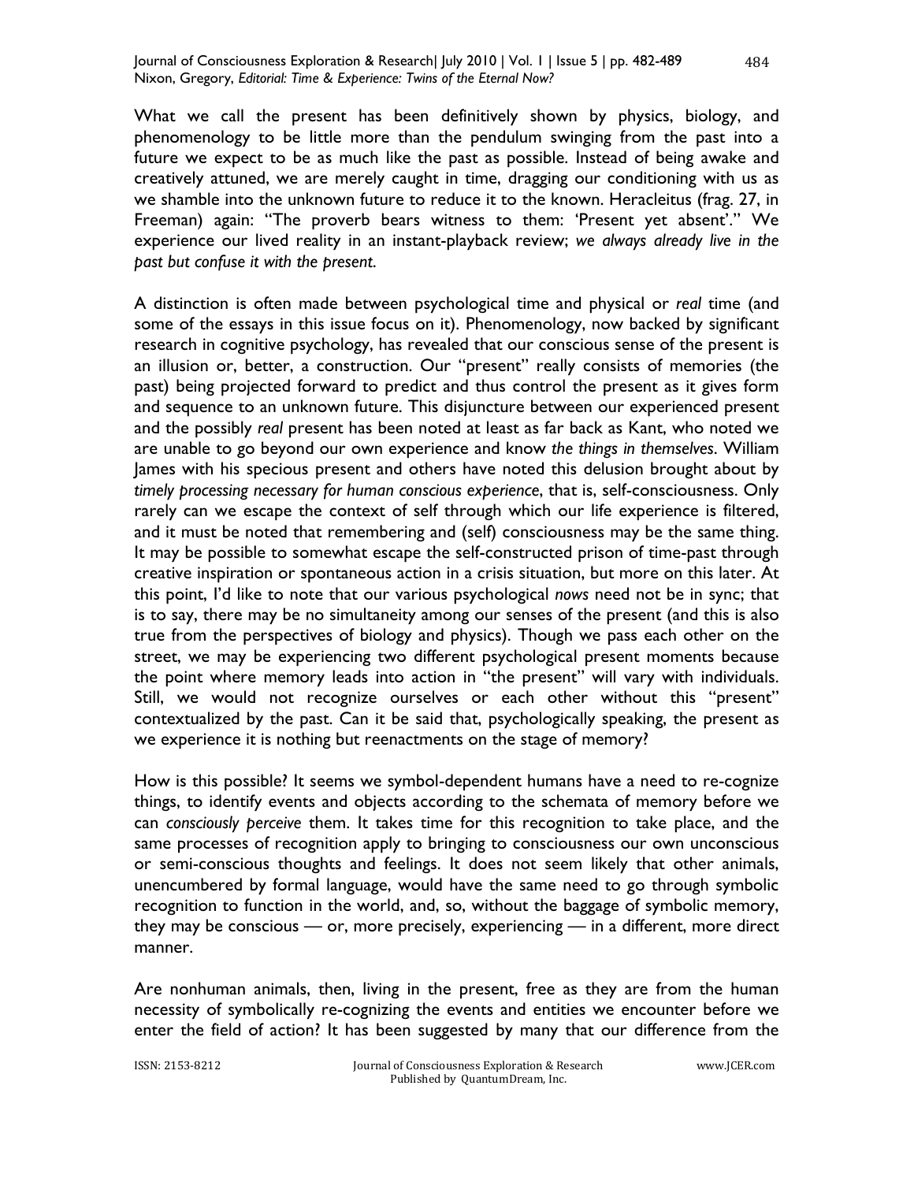What we call the present has been definitively shown by physics, biology, and phenomenology to be little more than the pendulum swinging from the past into a future we expect to be as much like the past as possible. Instead of being awake and creatively attuned, we are merely caught in time, dragging our conditioning with us as we shamble into the unknown future to reduce it to the known. Heracleitus (frag. 27, in Freeman) again: "The proverb bears witness to them: 'Present yet absent'." We experience our lived reality in an instant-playback review; *we always already live in the past but confuse it with the present.*

A distinction is often made between psychological time and physical or *real* time (and some of the essays in this issue focus on it). Phenomenology, now backed by significant research in cognitive psychology, has revealed that our conscious sense of the present is an illusion or, better, a construction. Our "present" really consists of memories (the past) being projected forward to predict and thus control the present as it gives form and sequence to an unknown future. This disjuncture between our experienced present and the possibly *real* present has been noted at least as far back as Kant, who noted we are unable to go beyond our own experience and know *the things in themselves*. William James with his specious present and others have noted this delusion brought about by *timely processing necessary for human conscious experience*, that is, self-consciousness. Only rarely can we escape the context of self through which our life experience is filtered, and it must be noted that remembering and (self) consciousness may be the same thing. It may be possible to somewhat escape the self-constructed prison of time-past through creative inspiration or spontaneous action in a crisis situation, but more on this later. At this point, I'd like to note that our various psychological *nows* need not be in sync; that is to say, there may be no simultaneity among our senses of the present (and this is also true from the perspectives of biology and physics). Though we pass each other on the street, we may be experiencing two different psychological present moments because the point where memory leads into action in "the present" will vary with individuals. Still, we would not recognize ourselves or each other without this "present" contextualized by the past. Can it be said that, psychologically speaking, the present as we experience it is nothing but reenactments on the stage of memory?

How is this possible? It seems we symbol-dependent humans have a need to re-cognize things, to identify events and objects according to the schemata of memory before we can *consciously perceive* them. It takes time for this recognition to take place, and the same processes of recognition apply to bringing to consciousness our own unconscious or semi-conscious thoughts and feelings. It does not seem likely that other animals, unencumbered by formal language, would have the same need to go through symbolic recognition to function in the world, and, so, without the baggage of symbolic memory, they may be conscious — or, more precisely, experiencing — in a different, more direct manner.

Are nonhuman animals, then, living in the present, free as they are from the human necessity of symbolically re-cognizing the events and entities we encounter before we enter the field of action? It has been suggested by many that our difference from the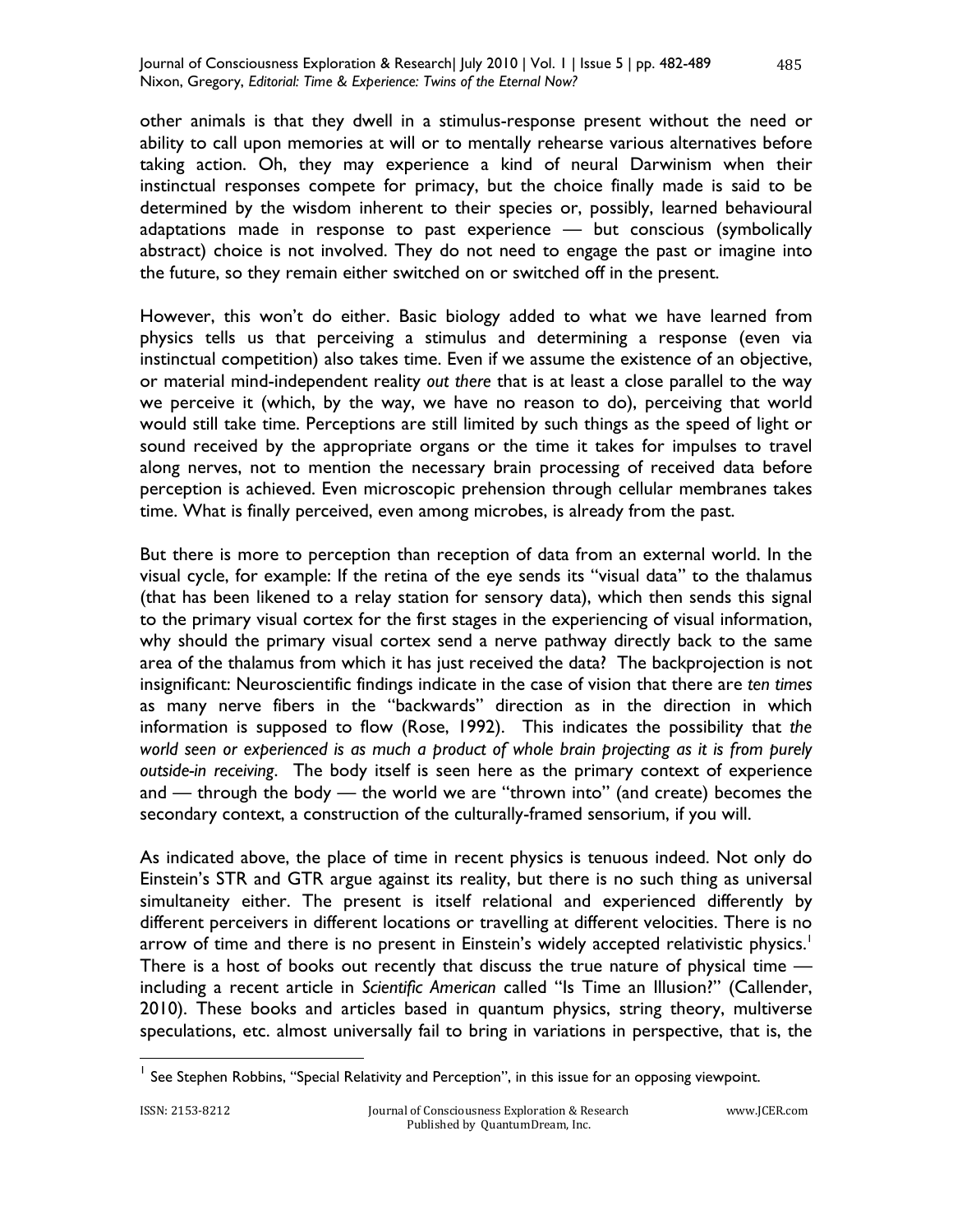other animals is that they dwell in a stimulus-response present without the need or ability to call upon memories at will or to mentally rehearse various alternatives before taking action. Oh, they may experience a kind of neural Darwinism when their instinctual responses compete for primacy, but the choice finally made is said to be determined by the wisdom inherent to their species or, possibly, learned behavioural adaptations made in response to past experience — but conscious (symbolically abstract) choice is not involved. They do not need to engage the past or imagine into the future, so they remain either switched on or switched off in the present.

However, this won't do either. Basic biology added to what we have learned from physics tells us that perceiving a stimulus and determining a response (even via instinctual competition) also takes time. Even if we assume the existence of an objective, or material mind-independent reality *out there* that is at least a close parallel to the way we perceive it (which, by the way, we have no reason to do), perceiving that world would still take time. Perceptions are still limited by such things as the speed of light or sound received by the appropriate organs or the time it takes for impulses to travel along nerves, not to mention the necessary brain processing of received data before perception is achieved. Even microscopic prehension through cellular membranes takes time. What is finally perceived, even among microbes, is already from the past.

But there is more to perception than reception of data from an external world. In the visual cycle, for example: If the retina of the eye sends its "visual data" to the thalamus (that has been likened to a relay station for sensory data), which then sends this signal to the primary visual cortex for the first stages in the experiencing of visual information, why should the primary visual cortex send a nerve pathway directly back to the same area of the thalamus from which it has just received the data? The backprojection is not insignificant: Neuroscientific findings indicate in the case of vision that there are *ten times* as many nerve fibers in the "backwards" direction as in the direction in which information is supposed to flow (Rose, 1992). This indicates the possibility that *the world seen or experienced is as much a product of whole brain projecting as it is from purely outside-in receiving*. The body itself is seen here as the primary context of experience and — through the body — the world we are "thrown into" (and create) becomes the secondary context, a construction of the culturally-framed sensorium, if you will.

As indicated above, the place of time in recent physics is tenuous indeed. Not only do Einstein's STR and GTR argue against its reality, but there is no such thing as universal simultaneity either. The present is itself relational and experienced differently by different perceivers in different locations or travelling at different velocities. There is no arrow of time and there is no present in Einstein's widely accepted relativistic physics.[1] There is a host of books out recently that discuss the true nature of physical time — including a recent article in *Scientific American* called "Is Time an Illusion?" (Callender, 2010). These books and articles based in quantum physics, string theory, multiverse speculations, etc. almost universally fail to bring in variations in perspective, that is, the

[1] See Stephen Robbins, "Special Relativity and Perception", in this issue for an opposing viewpoint.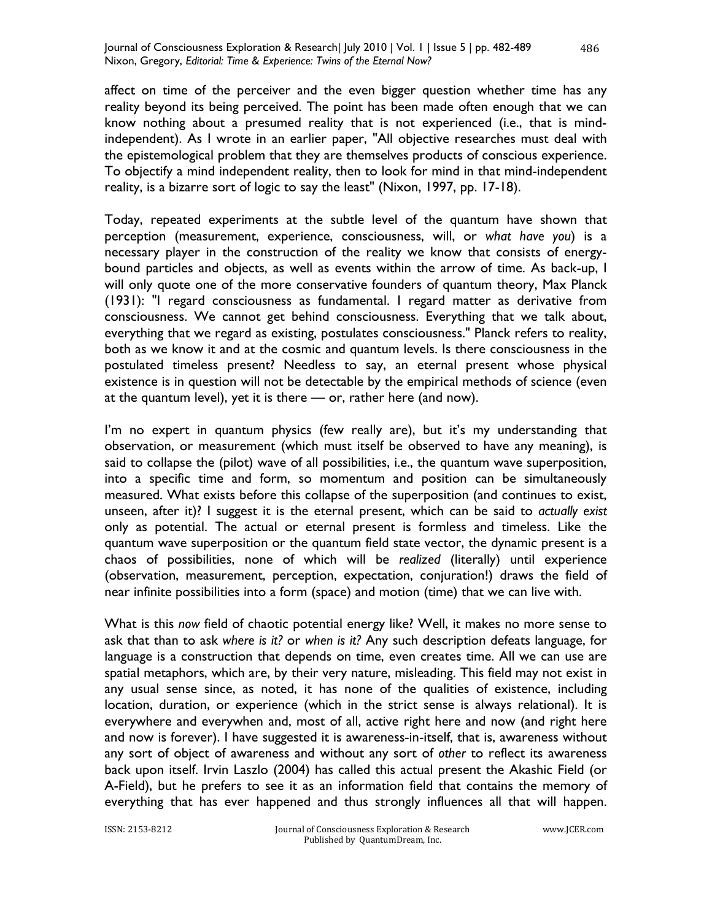affect on time of the perceiver and the even bigger question whether time has any reality beyond its being perceived. The point has been made often enough that we can know nothing about a presumed reality that is not experienced (i.e., that is mind-independent). As I wrote in an earlier paper, "All objective researches must deal with the epistemological problem that they are themselves products of conscious experience. To objectify a mind independent reality, then to look for mind in that mind-independent reality, is a bizarre sort of logic to say the least" (Nixon, 1997, pp. 17-18).

Today, repeated experiments at the subtle level of the quantum have shown that perception (measurement, experience, consciousness, will, or *what have you*) is a necessary player in the construction of the reality we know that consists of energy-bound particles and objects, as well as events within the arrow of time. As back-up, I will only quote one of the more conservative founders of quantum theory, Max Planck (1931): "I regard consciousness as fundamental. I regard matter as derivative from consciousness. We cannot get behind consciousness. Everything that we talk about, everything that we regard as existing, postulates consciousness." Planck refers to reality, both as we know it and at the cosmic and quantum levels. Is there consciousness in the postulated timeless present? Needless to say, an eternal present whose physical existence is in question will not be detectable by the empirical methods of science (even at the quantum level), yet it is there — or, rather here (and now).

I'm no expert in quantum physics (few really are), but it's my understanding that observation, or measurement (which must itself be observed to have any meaning), is said to collapse the (pilot) wave of all possibilities, i.e., the quantum wave superposition, into a specific time and form, so momentum and position can be simultaneously measured. What exists before this collapse of the superposition (and continues to exist, unseen, after it)? I suggest it is the eternal present, which can be said to *actually exist* only as potential. The actual or eternal present is formless and timeless. Like the quantum wave superposition or the quantum field state vector, the dynamic present is a chaos of possibilities, none of which will be *realized* (literally) until experience (observation, measurement, perception, expectation, conjuration!) draws the field of near infinite possibilities into a form (space) and motion (time) that we can live with.

What is this *now* field of chaotic potential energy like? Well, it makes no more sense to ask that than to ask *where is it?* or *when is it?* Any such description defeats language, for language is a construction that depends on time, even creates time. All we can use are spatial metaphors, which are, by their very nature, misleading. This field may not exist in any usual sense since, as noted, it has none of the qualities of existence, including location, duration, or experience (which in the strict sense is always relational). It is everywhere and everywhen and, most of all, active right here and now (and right here and now is forever). I have suggested it is awareness-in-itself, that is, awareness without any sort of object of awareness and without any sort of *other* to reflect its awareness back upon itself. Irvin Laszlo (2004) has called this actual present the Akashic Field (or A-Field), but he prefers to see it as an information field that contains the memory of everything that has ever happened and thus strongly influences all that will happen.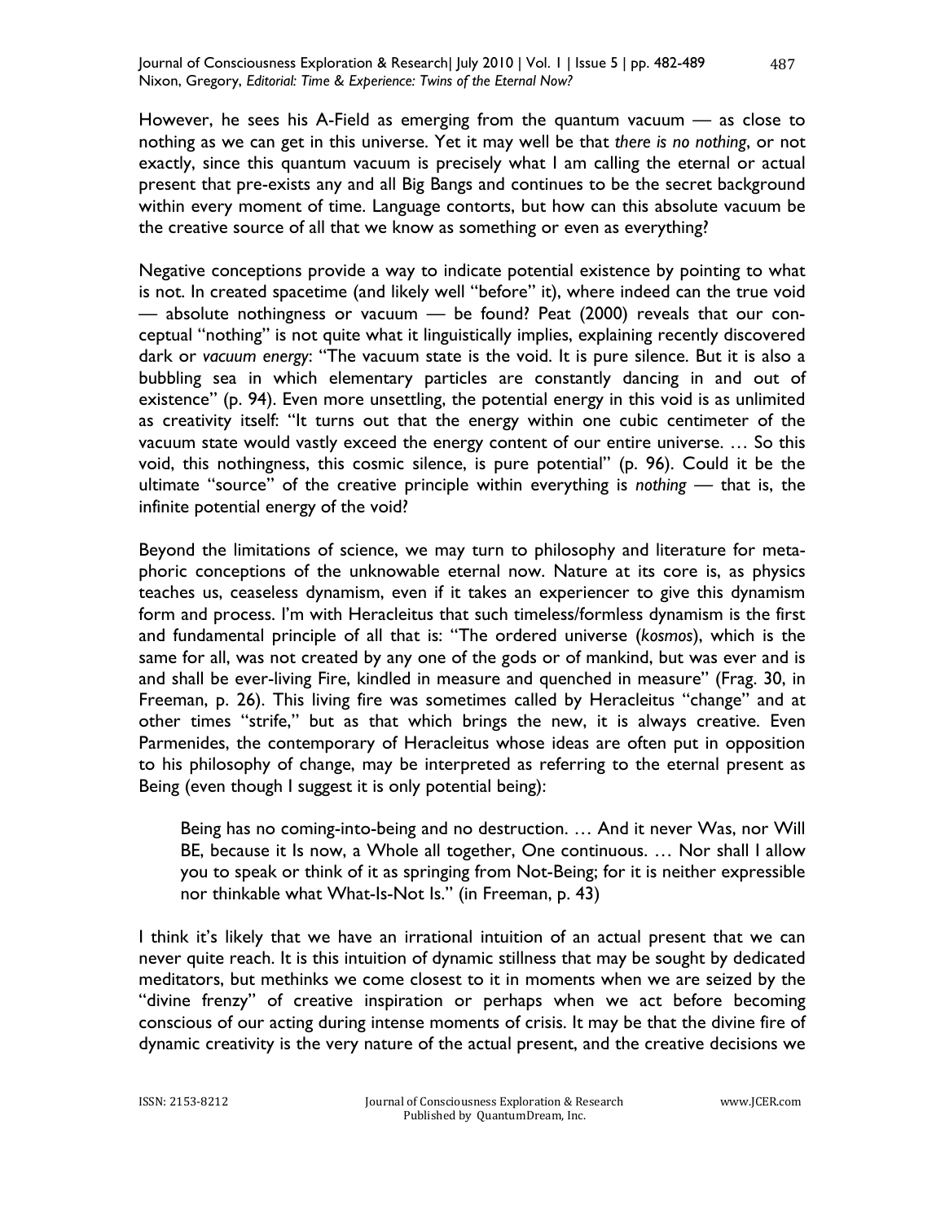However, he sees his A-Field as emerging from the quantum vacuum — as close to nothing as we can get in this universe. Yet it may well be that *there is no nothing*, or not exactly, since this quantum vacuum is precisely what I am calling the eternal or actual present that pre-exists any and all Big Bangs and continues to be the secret background within every moment of time. Language contorts, but how can this absolute vacuum be the creative source of all that we know as something or even as everything?

Negative conceptions provide a way to indicate potential existence by pointing to what is not. In created spacetime (and likely well "before" it), where indeed can the true void — absolute nothingness or vacuum — be found? Peat (2000) reveals that our conceptual "nothing" is not quite what it linguistically implies, explaining recently discovered dark or *vacuum energy*: "The vacuum state is the void. It is pure silence. But it is also a bubbling sea in which elementary particles are constantly dancing in and out of existence" (p. 94). Even more unsettling, the potential energy in this void is as unlimited as creativity itself: "It turns out that the energy within one cubic centimeter of the vacuum state would vastly exceed the energy content of our entire universe. … So this void, this nothingness, this cosmic silence, is pure potential" (p. 96). Could it be the ultimate "source" of the creative principle within everything is *nothing* — that is, the infinite potential energy of the void?

Beyond the limitations of science, we may turn to philosophy and literature for metaphoric conceptions of the unknowable eternal now. Nature at its core is, as physics teaches us, ceaseless dynamism, even if it takes an experiencer to give this dynamism form and process. I'm with Heracleitus that such timeless/formless dynamism is the first and fundamental principle of all that is: "The ordered universe (*kosmos*), which is the same for all, was not created by any one of the gods or of mankind, but was ever and is and shall be ever-living Fire, kindled in measure and quenched in measure" (Frag. 30, in Freeman, p. 26). This living fire was sometimes called by Heracleitus "change" and at other times "strife," but as that which brings the new, it is always creative. Even Parmenides, the contemporary of Heracleitus whose ideas are often put in opposition to his philosophy of change, may be interpreted as referring to the eternal present as Being (even though I suggest it is only potential being):

> Being has no coming-into-being and no destruction. … And it never Was, nor Will BE, because it Is now, a Whole all together, One continuous. … Nor shall I allow you to speak or think of it as springing from Not-Being; for it is neither expressible nor thinkable what What-Is-Not Is." (in Freeman, p. 43)

I think it's likely that we have an irrational intuition of an actual present that we can never quite reach. It is this intuition of dynamic stillness that may be sought by dedicated meditators, but methinks we come closest to it in moments when we are seized by the "divine frenzy" of creative inspiration or perhaps when we act before becoming conscious of our acting during intense moments of crisis. It may be that the divine fire of dynamic creativity is the very nature of the actual present, and the creative decisions we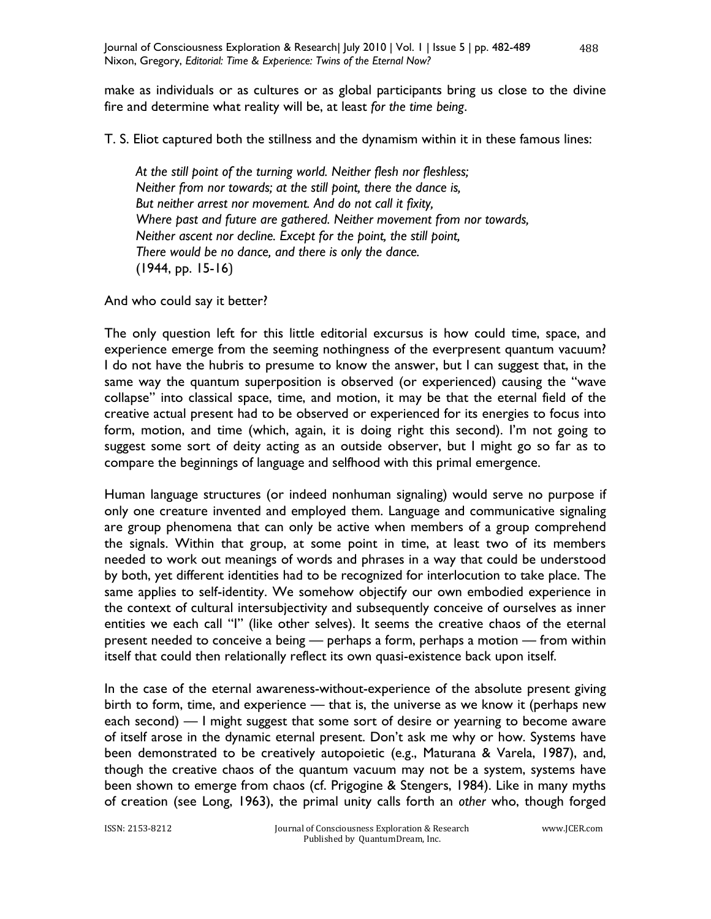make as individuals or as cultures or as global participants bring us close to the divine fire and determine what reality will be, at least *for the time being*.

T. S. Eliot captured both the stillness and the dynamism within it in these famous lines:

> *At the still point of the turning world. Neither flesh nor fleshless;*
> *Neither from nor towards; at the still point, there the dance is,*
> *But neither arrest nor movement. And do not call it fixity,*
> *Where past and future are gathered. Neither movement from nor towards,*
> *Neither ascent nor decline. Except for the point, the still point,*
> *There would be no dance, and there is only the dance.*
> (1944, pp. 15-16)

And who could say it better?

The only question left for this little editorial excursus is how could time, space, and experience emerge from the seeming nothingness of the everpresent quantum vacuum? I do not have the hubris to presume to know the answer, but I can suggest that, in the same way the quantum superposition is observed (or experienced) causing the "wave collapse" into classical space, time, and motion, it may be that the eternal field of the creative actual present had to be observed or experienced for its energies to focus into form, motion, and time (which, again, it is doing right this second). I'm not going to suggest some sort of deity acting as an outside observer, but I might go so far as to compare the beginnings of language and selfhood with this primal emergence.

Human language structures (or indeed nonhuman signaling) would serve no purpose if only one creature invented and employed them. Language and communicative signaling are group phenomena that can only be active when members of a group comprehend the signals. Within that group, at some point in time, at least two of its members needed to work out meanings of words and phrases in a way that could be understood by both, yet different identities had to be recognized for interlocution to take place. The same applies to self-identity. We somehow objectify our own embodied experience in the context of cultural intersubjectivity and subsequently conceive of ourselves as inner entities we each call "I" (like other selves). It seems the creative chaos of the eternal present needed to conceive a being — perhaps a form, perhaps a motion — from within itself that could then relationally reflect its own quasi-existence back upon itself.

In the case of the eternal awareness-without-experience of the absolute present giving birth to form, time, and experience — that is, the universe as we know it (perhaps new each second) — I might suggest that some sort of desire or yearning to become aware of itself arose in the dynamic eternal present. Don't ask me why or how. Systems have been demonstrated to be creatively autopoietic (e.g., Maturana & Varela, 1987), and, though the creative chaos of the quantum vacuum may not be a system, systems have been shown to emerge from chaos (cf. Prigogine & Stengers, 1984). Like in many myths of creation (see Long, 1963), the primal unity calls forth an *other* who, though forged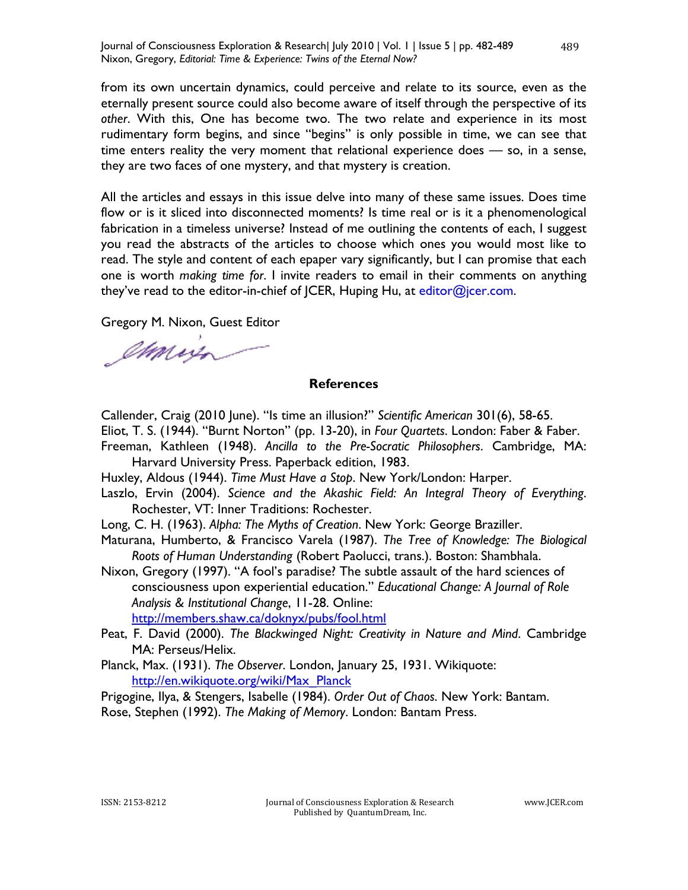from its own uncertain dynamics, could perceive and relate to its source, even as the eternally present source could also become aware of itself through the perspective of its *other*. With this, One has become two. The two relate and experience in its most rudimentary form begins, and since "begins" is only possible in time, we can see that time enters reality the very moment that relational experience does — so, in a sense, they are two faces of one mystery, and that mystery is creation.

All the articles and essays in this issue delve into many of these same issues. Does time flow or is it sliced into disconnected moments? Is time real or is it a phenomenological fabrication in a timeless universe? Instead of me outlining the contents of each, I suggest you read the abstracts of the articles to choose which ones you would most like to read. The style and content of each epaper vary significantly, but I can promise that each one is worth *making time for*. I invite readers to email in their comments on anything they've read to the editor-in-chief of JCER, Huping Hu, at editor@jcer.com.

Gregory M. Nixon, Guest Editor

## References

Callender, Craig (2010 June). "Is time an illusion?" *Scientific American* 301(6), 58-65.

Eliot, T. S. (1944). "Burnt Norton" (pp. 13-20), in *Four Quartets*. London: Faber & Faber.

Freeman, Kathleen (1948). *Ancilla to the Pre-Socratic Philosophers*. Cambridge, MA: Harvard University Press. Paperback edition, 1983.

Huxley, Aldous (1944). *Time Must Have a Stop*. New York/London: Harper.

Laszlo, Ervin (2004). *Science and the Akashic Field: An Integral Theory of Everything*. Rochester, VT: Inner Traditions: Rochester.

Long, C. H. (1963). *Alpha: The Myths of Creation*. New York: George Braziller.

Maturana, Humberto, & Francisco Varela (1987). *The Tree of Knowledge: The Biological Roots of Human Understanding* (Robert Paolucci, trans.). Boston: Shambhala.

Nixon, Gregory (1997). "A fool's paradise? The subtle assault of the hard sciences of consciousness upon experiential education." *Educational Change: A Journal of Role Analysis & Institutional Change*, 11-28. Online: http://members.shaw.ca/doknyx/pubs/fool.html

Peat, F. David (2000). *The Blackwinged Night: Creativity in Nature and Mind*. Cambridge MA: Perseus/Helix.

Planck, Max. (1931). *The Observer*. London, January 25, 1931. Wikiquote: http://en.wikiquote.org/wiki/Max_Planck

Prigogine, Ilya, & Stengers, Isabelle (1984). *Order Out of Chaos*. New York: Bantam.

Rose, Stephen (1992). *The Making of Memory*. London: Bantam Press.